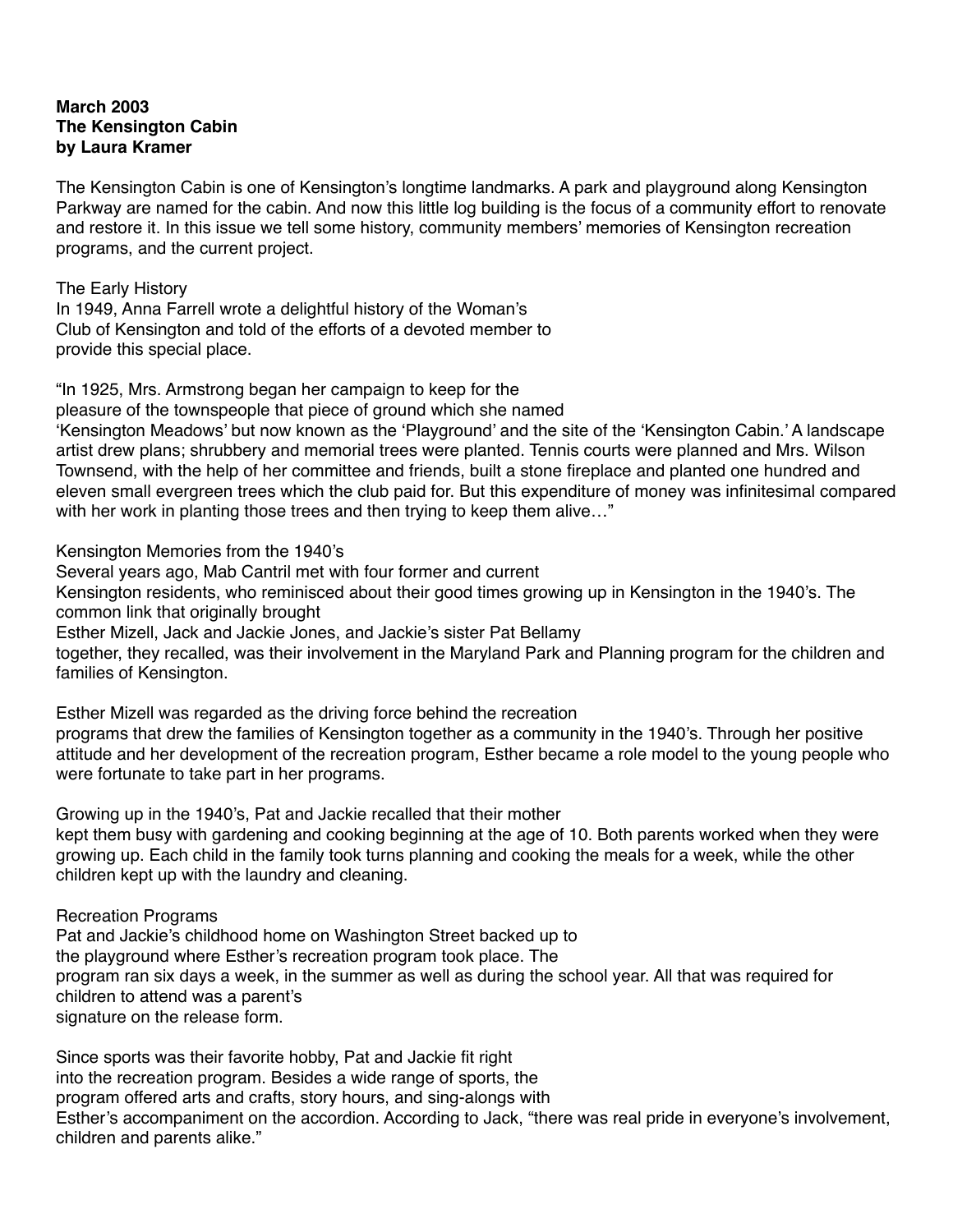**March 2003**
**The Kensington Cabin**
**by Laura Kramer**

The Kensington Cabin is one of Kensington's longtime landmarks. A park and playground along Kensington Parkway are named for the cabin. And now this little log building is the focus of a community effort to renovate and restore it. In this issue we tell some history, community members' memories of Kensington recreation programs, and the current project.

The Early History

In 1949, Anna Farrell wrote a delightful history of the Woman's Club of Kensington and told of the efforts of a devoted member to provide this special place.

"In 1925, Mrs. Armstrong began her campaign to keep for the pleasure of the townspeople that piece of ground which she named 'Kensington Meadows' but now known as the 'Playground' and the site of the 'Kensington Cabin.' A landscape artist drew plans; shrubbery and memorial trees were planted. Tennis courts were planned and Mrs. Wilson Townsend, with the help of her committee and friends, built a stone fireplace and planted one hundred and eleven small evergreen trees which the club paid for. But this expenditure of money was infinitesimal compared with her work in planting those trees and then trying to keep them alive…"

Kensington Memories from the 1940's

Several years ago, Mab Cantril met with four former and current Kensington residents, who reminisced about their good times growing up in Kensington in the 1940's. The common link that originally brought Esther Mizell, Jack and Jackie Jones, and Jackie's sister Pat Bellamy together, they recalled, was their involvement in the Maryland Park and Planning program for the children and families of Kensington.

Esther Mizell was regarded as the driving force behind the recreation programs that drew the families of Kensington together as a community in the 1940's. Through her positive attitude and her development of the recreation program, Esther became a role model to the young people who were fortunate to take part in her programs.

Growing up in the 1940's, Pat and Jackie recalled that their mother kept them busy with gardening and cooking beginning at the age of 10. Both parents worked when they were growing up. Each child in the family took turns planning and cooking the meals for a week, while the other children kept up with the laundry and cleaning.

Recreation Programs

Pat and Jackie's childhood home on Washington Street backed up to the playground where Esther's recreation program took place. The program ran six days a week, in the summer as well as during the school year. All that was required for children to attend was a parent's signature on the release form.

Since sports was their favorite hobby, Pat and Jackie fit right into the recreation program. Besides a wide range of sports, the program offered arts and crafts, story hours, and sing-alongs with Esther's accompaniment on the accordion. According to Jack, "there was real pride in everyone's involvement, children and parents alike."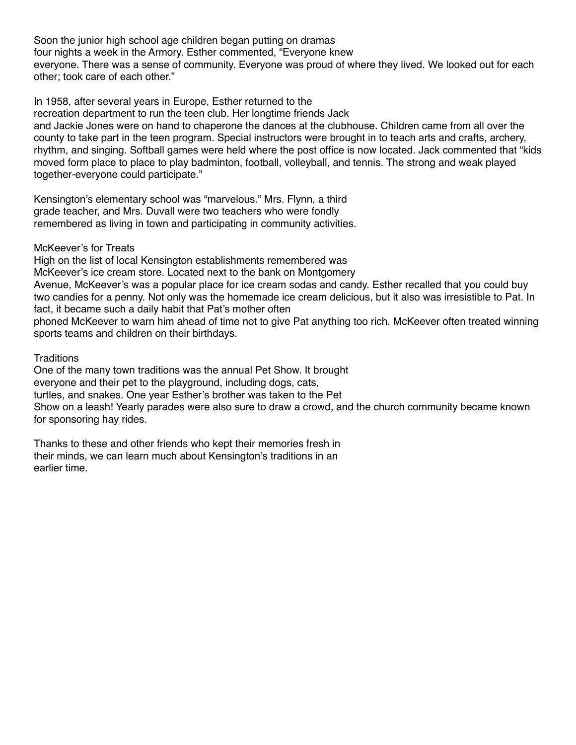Soon the junior high school age children began putting on dramas four nights a week in the Armory. Esther commented, "Everyone knew everyone. There was a sense of community. Everyone was proud of where they lived. We looked out for each other; took care of each other."

In 1958, after several years in Europe, Esther returned to the recreation department to run the teen club. Her longtime friends Jack and Jackie Jones were on hand to chaperone the dances at the clubhouse. Children came from all over the county to take part in the teen program. Special instructors were brought in to teach arts and crafts, archery, rhythm, and singing. Softball games were held where the post office is now located. Jack commented that "kids moved form place to place to play badminton, football, volleyball, and tennis. The strong and weak played together-everyone could participate."

Kensington's elementary school was "marvelous." Mrs. Flynn, a third grade teacher, and Mrs. Duvall were two teachers who were fondly remembered as living in town and participating in community activities.

## McKeever's for Treats

High on the list of local Kensington establishments remembered was McKeever's ice cream store. Located next to the bank on Montgomery Avenue, McKeever's was a popular place for ice cream sodas and candy. Esther recalled that you could buy two candies for a penny. Not only was the homemade ice cream delicious, but it also was irresistible to Pat. In fact, it became such a daily habit that Pat's mother often phoned McKeever to warn him ahead of time not to give Pat anything too rich. McKeever often treated winning sports teams and children on their birthdays.

## Traditions

One of the many town traditions was the annual Pet Show. It brought everyone and their pet to the playground, including dogs, cats, turtles, and snakes. One year Esther's brother was taken to the Pet Show on a leash! Yearly parades were also sure to draw a crowd, and the church community became known for sponsoring hay rides.

Thanks to these and other friends who kept their memories fresh in their minds, we can learn much about Kensington's traditions in an earlier time.